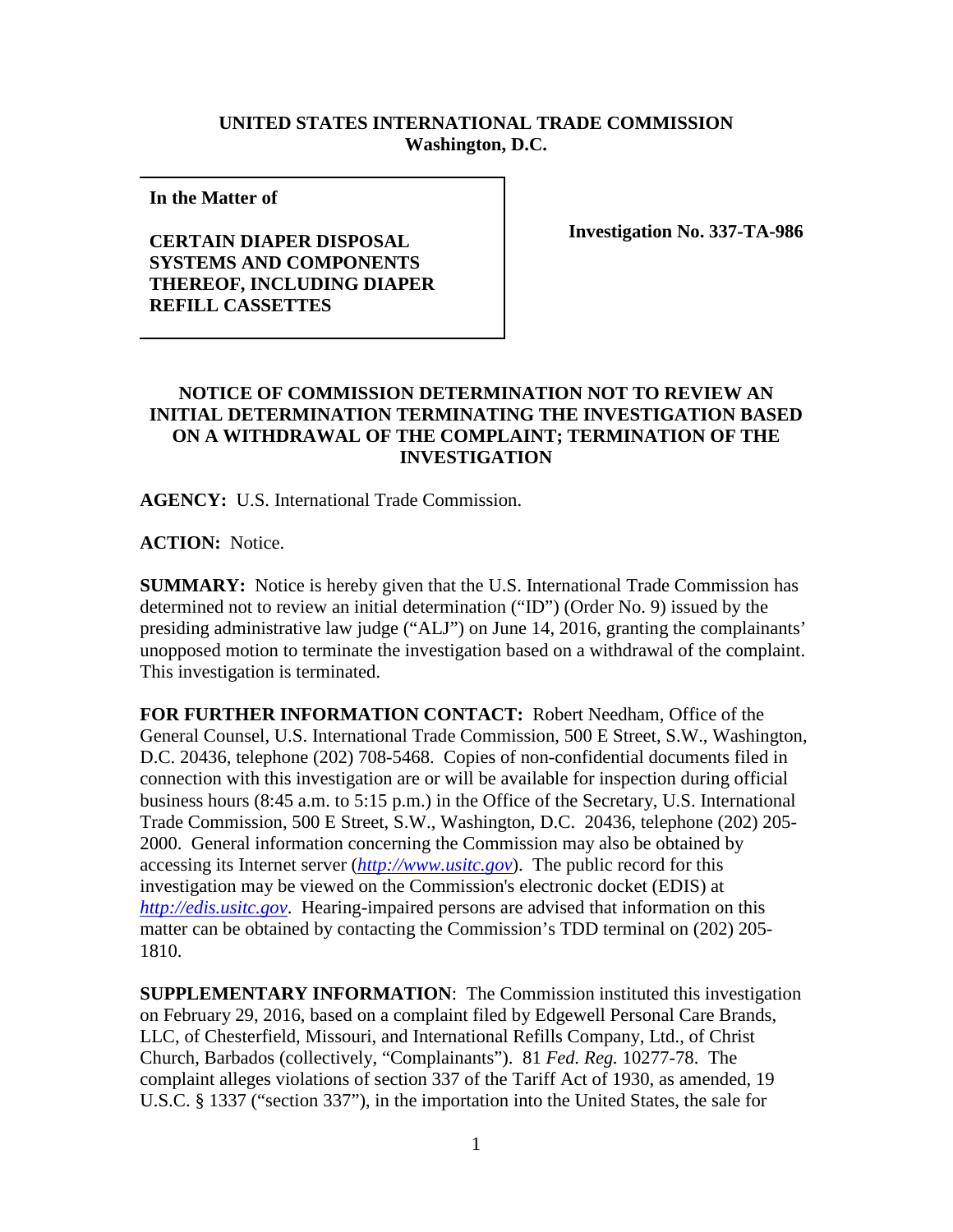**UNITED STATES INTERNATIONAL TRADE COMMISSION**
**Washington, D.C.**

| | |
|---|---|
| **In the Matter of**<br><br>**CERTAIN DIAPER DISPOSAL SYSTEMS AND COMPONENTS THEREOF, INCLUDING DIAPER REFILL CASSETTES** | **Investigation No. 337-TA-986** |

**NOTICE OF COMMISSION DETERMINATION NOT TO REVIEW AN INITIAL DETERMINATION TERMINATING THE INVESTIGATION BASED ON A WITHDRAWAL OF THE COMPLAINT; TERMINATION OF THE INVESTIGATION**

**AGENCY:** U.S. International Trade Commission.

**ACTION:** Notice.

**SUMMARY:** Notice is hereby given that the U.S. International Trade Commission has determined not to review an initial determination ("ID") (Order No. 9) issued by the presiding administrative law judge ("ALJ") on June 14, 2016, granting the complainants' unopposed motion to terminate the investigation based on a withdrawal of the complaint. This investigation is terminated.

**FOR FURTHER INFORMATION CONTACT:** Robert Needham, Office of the General Counsel, U.S. International Trade Commission, 500 E Street, S.W., Washington, D.C. 20436, telephone (202) 708-5468. Copies of non-confidential documents filed in connection with this investigation are or will be available for inspection during official business hours (8:45 a.m. to 5:15 p.m.) in the Office of the Secretary, U.S. International Trade Commission, 500 E Street, S.W., Washington, D.C. 20436, telephone (202) 205-2000. General information concerning the Commission may also be obtained by accessing its Internet server (*http://www.usitc.gov*). The public record for this investigation may be viewed on the Commission's electronic docket (EDIS) at *http://edis.usitc.gov*. Hearing-impaired persons are advised that information on this matter can be obtained by contacting the Commission's TDD terminal on (202) 205-1810.

**SUPPLEMENTARY INFORMATION**: The Commission instituted this investigation on February 29, 2016, based on a complaint filed by Edgewell Personal Care Brands, LLC, of Chesterfield, Missouri, and International Refills Company, Ltd., of Christ Church, Barbados (collectively, "Complainants"). 81 *Fed. Reg.* 10277-78. The complaint alleges violations of section 337 of the Tariff Act of 1930, as amended, 19 U.S.C. § 1337 ("section 337"), in the importation into the United States, the sale for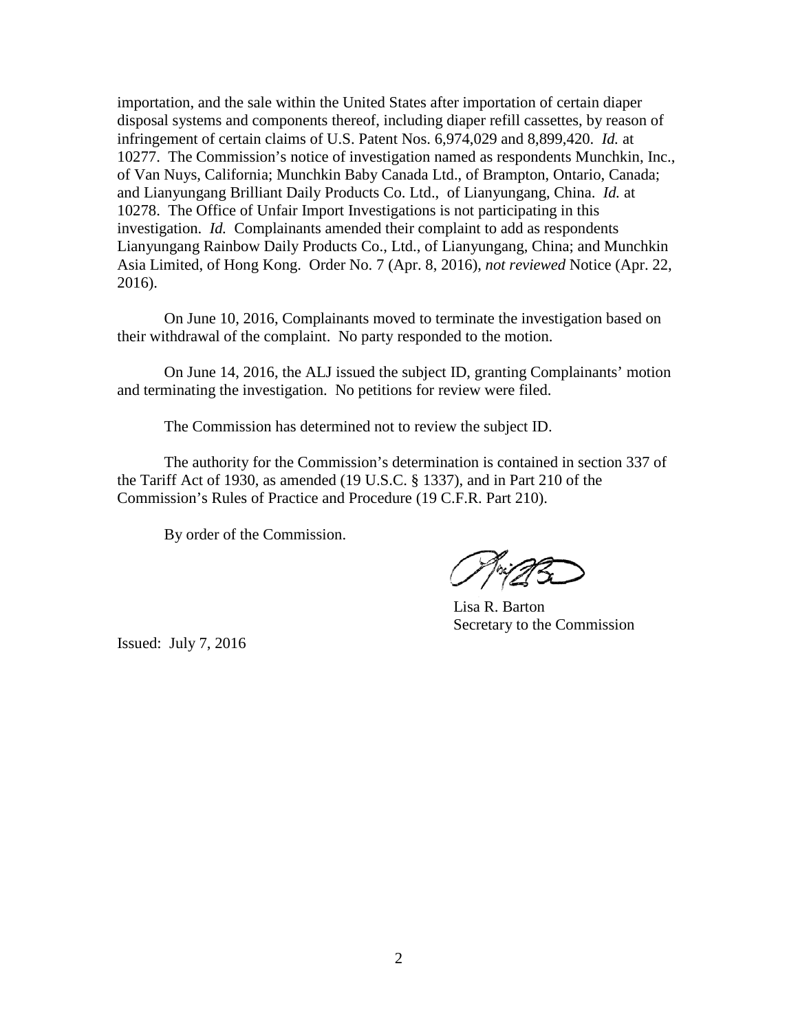importation, and the sale within the United States after importation of certain diaper disposal systems and components thereof, including diaper refill cassettes, by reason of infringement of certain claims of U.S. Patent Nos. 6,974,029 and 8,899,420. *Id.* at 10277. The Commission's notice of investigation named as respondents Munchkin, Inc., of Van Nuys, California; Munchkin Baby Canada Ltd., of Brampton, Ontario, Canada; and Lianyungang Brilliant Daily Products Co. Ltd., of Lianyungang, China. *Id.* at 10278. The Office of Unfair Import Investigations is not participating in this investigation. *Id.* Complainants amended their complaint to add as respondents Lianyungang Rainbow Daily Products Co., Ltd., of Lianyungang, China; and Munchkin Asia Limited, of Hong Kong. Order No. 7 (Apr. 8, 2016), *not reviewed* Notice (Apr. 22, 2016).

On June 10, 2016, Complainants moved to terminate the investigation based on their withdrawal of the complaint. No party responded to the motion.

On June 14, 2016, the ALJ issued the subject ID, granting Complainants' motion and terminating the investigation. No petitions for review were filed.

The Commission has determined not to review the subject ID.

The authority for the Commission's determination is contained in section 337 of the Tariff Act of 1930, as amended (19 U.S.C. § 1337), and in Part 210 of the Commission's Rules of Practice and Procedure (19 C.F.R. Part 210).

By order of the Commission.

Lisa R. Barton
Secretary to the Commission

Issued: July 7, 2016